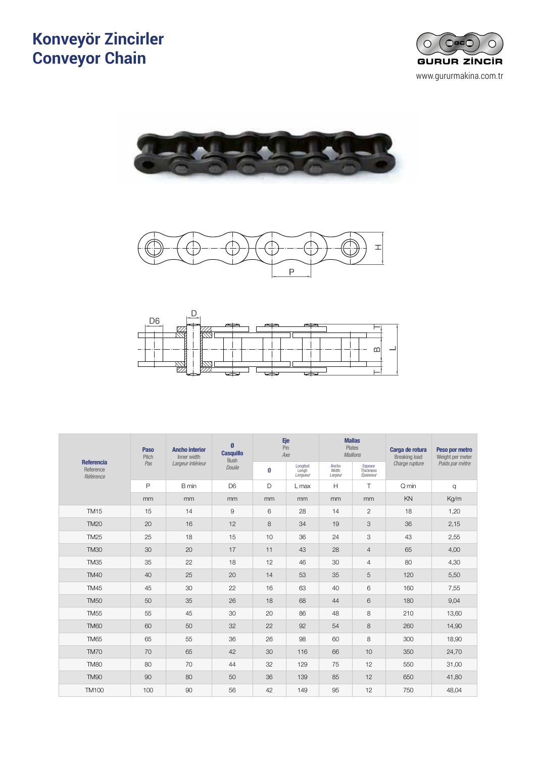# Konveyör Zincirler
# Conveyor Chain

GURUR ZİNCİR
www.gururmakina.com.tr

| **Referencia** Reference *Référence* | **Paso** Pitch *Pas* | **Ancho interior** Inner width *Largeur intérieur* | **Ø Casquillo** Bush *Douile* | **Eje** Pin *Axe* | | **Mallas** Plates *Maillons* | | **Carga de rotura** Breaking load *Charge rupture* | **Peso por metro** Weight per meter *Poids par mètre* |
|---|---|---|---|---|---|---|---|---|---|
| | | | | **Ø** | Longitud Lengh *Longueur* | Ancho Width *Largeur* | Espesor Thickness *Épaisseur* | | |
| | P | B min | D6 | D | L max | H | T | Q min | q |
| | mm | mm | mm | mm | mm | mm | mm | KN | Kg/m |
| TM15 | 15 | 14 | 9 | 6 | 28 | 14 | 2 | 18 | 1,20 |
| TM20 | 20 | 16 | 12 | 8 | 34 | 19 | 3 | 36 | 2,15 |
| TM25 | 25 | 18 | 15 | 10 | 36 | 24 | 3 | 43 | 2,55 |
| TM30 | 30 | 20 | 17 | 11 | 43 | 28 | 4 | 65 | 4,00 |
| TM35 | 35 | 22 | 18 | 12 | 46 | 30 | 4 | 80 | 4,30 |
| TM40 | 40 | 25 | 20 | 14 | 53 | 35 | 5 | 120 | 5,50 |
| TM45 | 45 | 30 | 22 | 16 | 63 | 40 | 6 | 160 | 7,55 |
| TM50 | 50 | 35 | 26 | 18 | 68 | 44 | 6 | 180 | 9,04 |
| TM55 | 55 | 45 | 30 | 20 | 86 | 48 | 8 | 210 | 13,60 |
| TM60 | 60 | 50 | 32 | 22 | 92 | 54 | 8 | 260 | 14,90 |
| TM65 | 65 | 55 | 36 | 26 | 98 | 60 | 8 | 300 | 18,90 |
| TM70 | 70 | 65 | 42 | 30 | 116 | 66 | 10 | 350 | 24,70 |
| TM80 | 80 | 70 | 44 | 32 | 129 | 75 | 12 | 550 | 31,00 |
| TM90 | 90 | 80 | 50 | 36 | 139 | 85 | 12 | 650 | 41,80 |
| TM100 | 100 | 90 | 56 | 42 | 149 | 95 | 12 | 750 | 48,04 |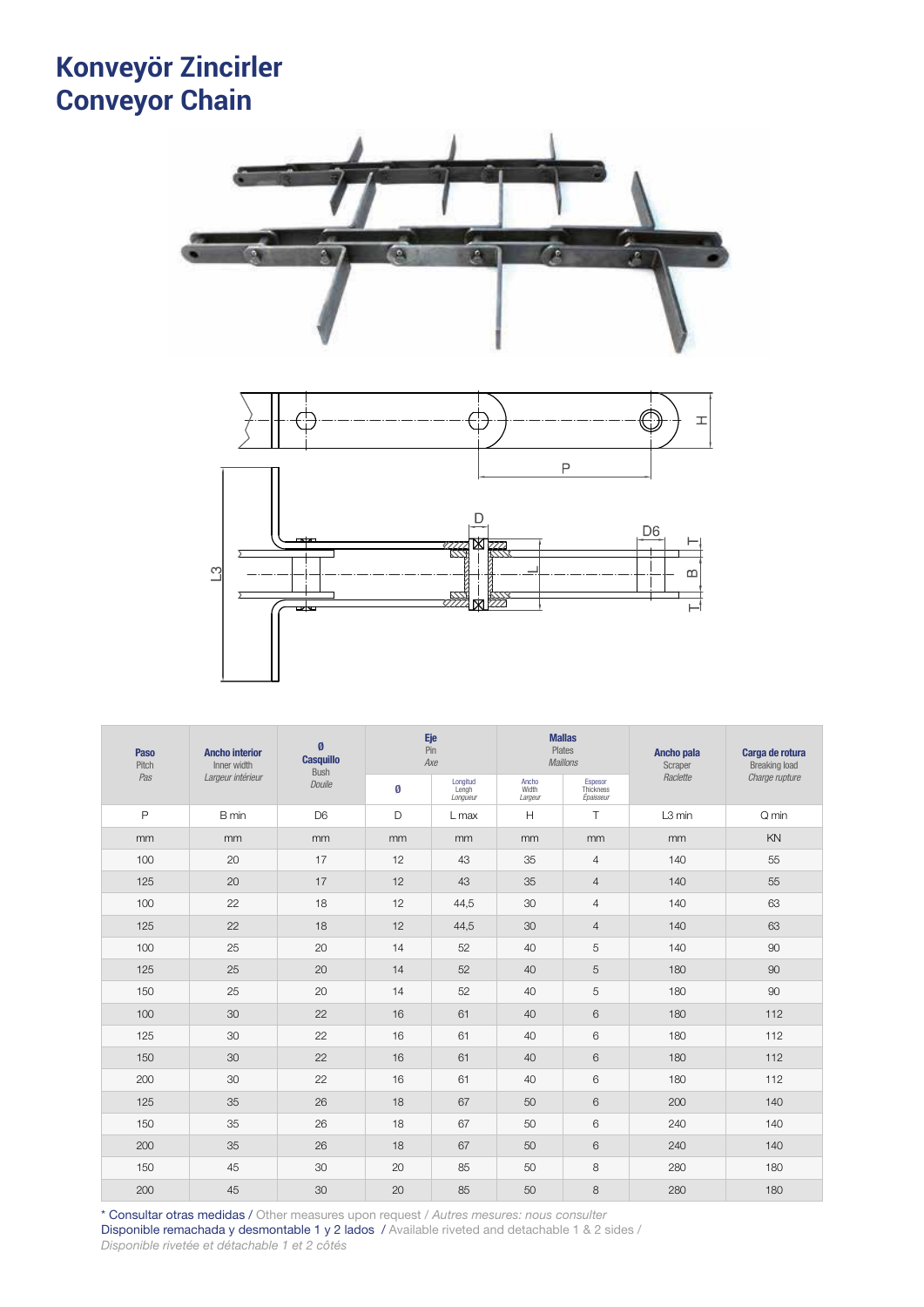# Konveyör Zincirler
# Conveyor Chain

| **Paso** Pitch *Pas* | **Ancho interior** Inner width *Largeur intérieur* | **Ø Casquillo** Bush *Douile* | **Eje** Pin *Axe* | | **Mallas** Plates *Maillons* | | **Ancho pala** Scraper *Raclette* | **Carga de rotura** Breaking load *Charge rupture* |
|---|---|---|---|---|---|---|---|---|
| | | | **Ø** | Longitud Lengh *Longueur* | Ancho Width *Largeur* | Espesor Thickness *Épaisseur* | | |
| P | B min | D6 | D | L max | H | T | L3 min | Q min |
| mm | mm | mm | mm | mm | mm | mm | mm | KN |
| 100 | 20 | 17 | 12 | 43 | 35 | 4 | 140 | 55 |
| 125 | 20 | 17 | 12 | 43 | 35 | 4 | 140 | 55 |
| 100 | 22 | 18 | 12 | 44,5 | 30 | 4 | 140 | 63 |
| 125 | 22 | 18 | 12 | 44,5 | 30 | 4 | 140 | 63 |
| 100 | 25 | 20 | 14 | 52 | 40 | 5 | 140 | 90 |
| 125 | 25 | 20 | 14 | 52 | 40 | 5 | 180 | 90 |
| 150 | 25 | 20 | 14 | 52 | 40 | 5 | 180 | 90 |
| 100 | 30 | 22 | 16 | 61 | 40 | 6 | 180 | 112 |
| 125 | 30 | 22 | 16 | 61 | 40 | 6 | 180 | 112 |
| 150 | 30 | 22 | 16 | 61 | 40 | 6 | 180 | 112 |
| 200 | 30 | 22 | 16 | 61 | 40 | 6 | 180 | 112 |
| 125 | 35 | 26 | 18 | 67 | 50 | 6 | 200 | 140 |
| 150 | 35 | 26 | 18 | 67 | 50 | 6 | 240 | 140 |
| 200 | 35 | 26 | 18 | 67 | 50 | 6 | 240 | 140 |
| 150 | 45 | 30 | 20 | 85 | 50 | 8 | 280 | 180 |
| 200 | 45 | 30 | 20 | 85 | 50 | 8 | 280 | 180 |

* Consultar otras medidas / Other measures upon request / *Autres mesures: nous consulter*
Disponible remachada y desmontable 1 y 2 lados / Available riveted and detachable 1 & 2 sides /
*Disponible rivetée et détachable 1 et 2 côtés*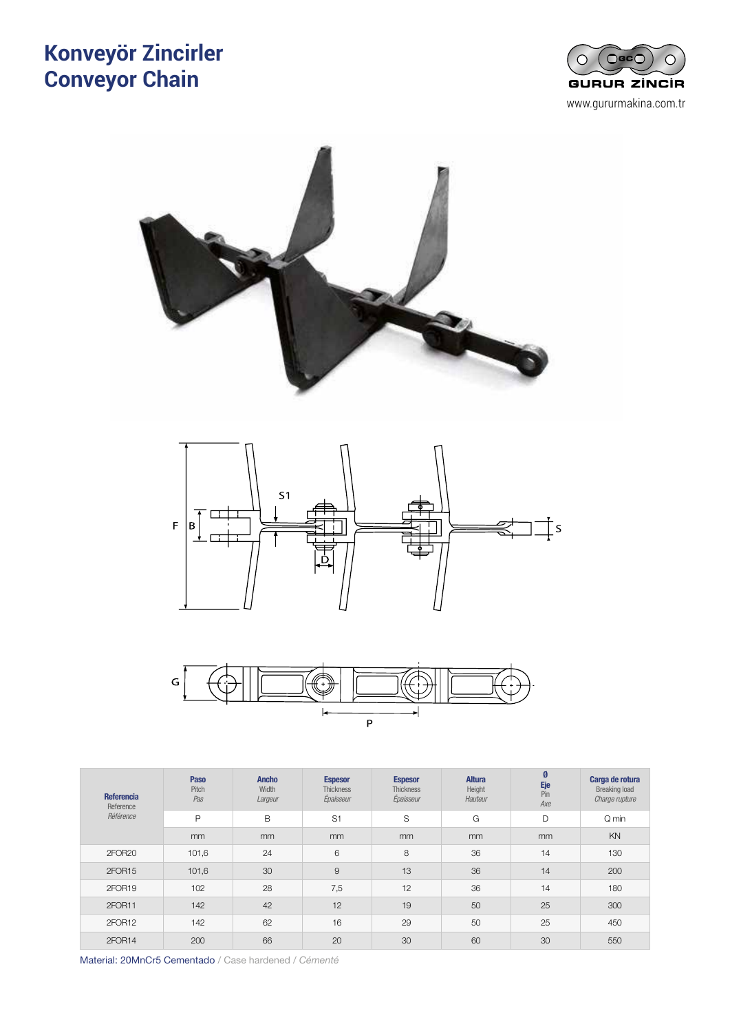# Konveyör Zincirler
# Conveyor Chain

GURUR ZİNCİR

www.gururmakina.com.tr

| Referencia Reference *Référence* | Paso Pitch *Pas* | Ancho Width *Largeur* | Espesor Thickness *Épaisseur* | Espesor Thickness *Épaisseur* | Altura Height *Hauteur* | Ø Eje Pin *Axe* | Carga de rotura Breaking load *Charge rupture* |
|---|---|---|---|---|---|---|---|
| | P | B | S1 | S | G | D | Q min |
| | mm | mm | mm | mm | mm | mm | KN |
| 2FOR20 | 101,6 | 24 | 6 | 8 | 36 | 14 | 130 |
| 2FOR15 | 101,6 | 30 | 9 | 13 | 36 | 14 | 200 |
| 2FOR19 | 102 | 28 | 7,5 | 12 | 36 | 14 | 180 |
| 2FOR11 | 142 | 42 | 12 | 19 | 50 | 25 | 300 |
| 2FOR12 | 142 | 62 | 16 | 29 | 50 | 25 | 450 |
| 2FOR14 | 200 | 66 | 20 | 30 | 60 | 30 | 550 |

Material: 20MnCr5 Cementado / Case hardened / *Cémenté*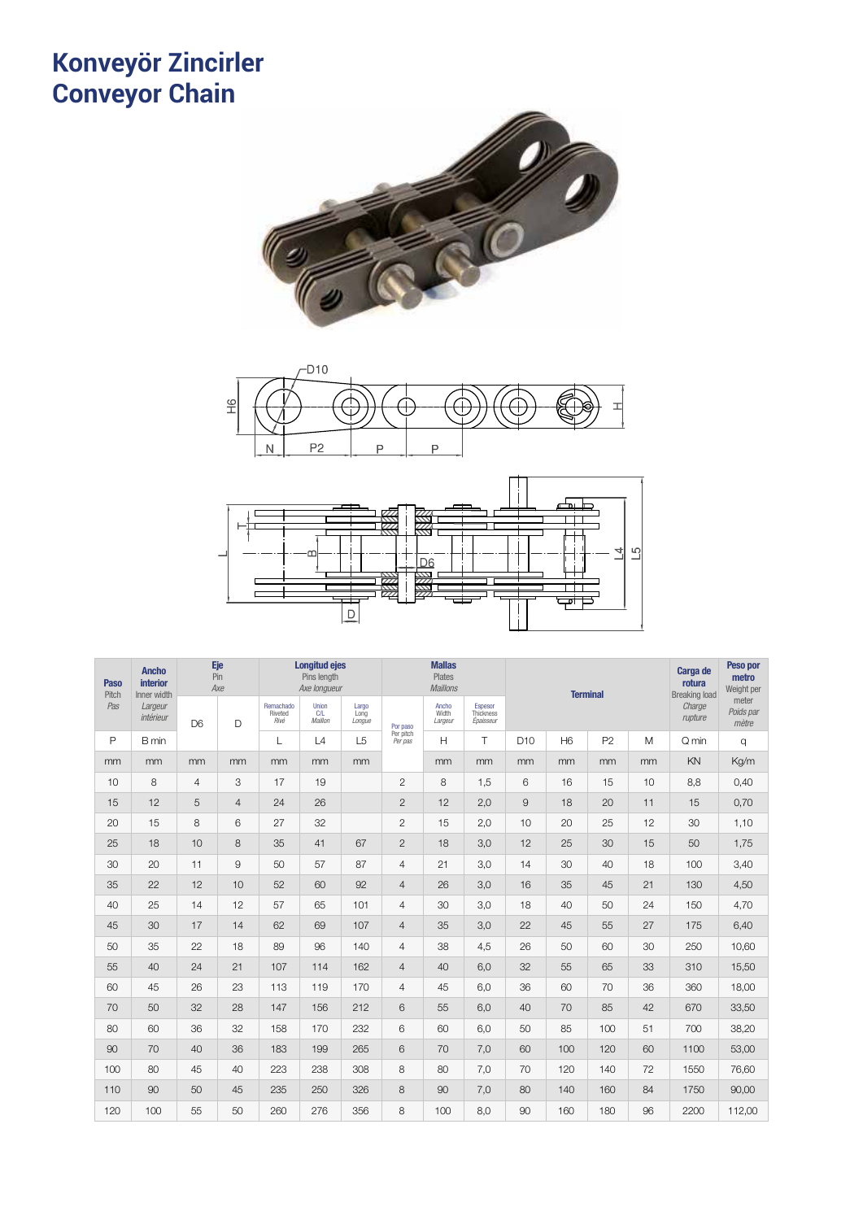# Konveyör Zincirler
# Conveyor Chain

| Paso Pitch *Pas* | Ancho interior Inner width *Largeur intérieur* | Eje Pin *Axe* | | Longitud ejes Pins length *Axe longueur* | | | Por paso Per pitch *Per pas* | Mallas Plates *Maillons* | | Terminal | | | | Carga de rotura Breaking load *Charge rupture* | Peso por metro Weight per meter *Poids par mètre* |
|---|---|---|---|---|---|---|---|---|---|---|---|---|---|---|---|
| | | | | Remachado Riveted *Rivé* | Union C/L *Maillon* | Largo Long *Longue* | | Ancho Width *Largeur* | Espesor Thickness *Épaisseur* | | | | | | |
| P | B min | D6 | D | L | L4 | L5 | | H | T | D10 | H6 | P2 | M | Q min | q |
| mm | mm | mm | mm | mm | mm | mm | | mm | mm | mm | mm | mm | mm | KN | Kg/m |
| 10 | 8 | 4 | 3 | 17 | 19 | | 2 | 8 | 1,5 | 6 | 16 | 15 | 10 | 8,8 | 0,40 |
| 15 | 12 | 5 | 4 | 24 | 26 | | 2 | 12 | 2,0 | 9 | 18 | 20 | 11 | 15 | 0,70 |
| 20 | 15 | 8 | 6 | 27 | 32 | | 2 | 15 | 2,0 | 10 | 20 | 25 | 12 | 30 | 1,10 |
| 25 | 18 | 10 | 8 | 35 | 41 | 67 | 2 | 18 | 3,0 | 12 | 25 | 30 | 15 | 50 | 1,75 |
| 30 | 20 | 11 | 9 | 50 | 57 | 87 | 4 | 21 | 3,0 | 14 | 30 | 40 | 18 | 100 | 3,40 |
| 35 | 22 | 12 | 10 | 52 | 60 | 92 | 4 | 26 | 3,0 | 16 | 35 | 45 | 21 | 130 | 4,50 |
| 40 | 25 | 14 | 12 | 57 | 65 | 101 | 4 | 30 | 3,0 | 18 | 40 | 50 | 24 | 150 | 4,70 |
| 45 | 30 | 17 | 14 | 62 | 69 | 107 | 4 | 35 | 3,0 | 22 | 45 | 55 | 27 | 175 | 6,40 |
| 50 | 35 | 22 | 18 | 89 | 96 | 140 | 4 | 38 | 4,5 | 26 | 50 | 60 | 30 | 250 | 10,60 |
| 55 | 40 | 24 | 21 | 107 | 114 | 162 | 4 | 40 | 6,0 | 32 | 55 | 65 | 33 | 310 | 15,50 |
| 60 | 45 | 26 | 23 | 113 | 119 | 170 | 4 | 45 | 6,0 | 36 | 60 | 70 | 36 | 360 | 18,00 |
| 70 | 50 | 32 | 28 | 147 | 156 | 212 | 6 | 55 | 6,0 | 40 | 70 | 85 | 42 | 670 | 33,50 |
| 80 | 60 | 36 | 32 | 158 | 170 | 232 | 6 | 60 | 6,0 | 50 | 85 | 100 | 51 | 700 | 38,20 |
| 90 | 70 | 40 | 36 | 183 | 199 | 265 | 6 | 70 | 7,0 | 60 | 100 | 120 | 60 | 1100 | 53,00 |
| 100 | 80 | 45 | 40 | 223 | 238 | 308 | 8 | 80 | 7,0 | 70 | 120 | 140 | 72 | 1550 | 76,60 |
| 110 | 90 | 50 | 45 | 235 | 250 | 326 | 8 | 90 | 7,0 | 80 | 140 | 160 | 84 | 1750 | 90,00 |
| 120 | 100 | 55 | 50 | 260 | 276 | 356 | 8 | 100 | 8,0 | 90 | 160 | 180 | 96 | 2200 | 112,00 |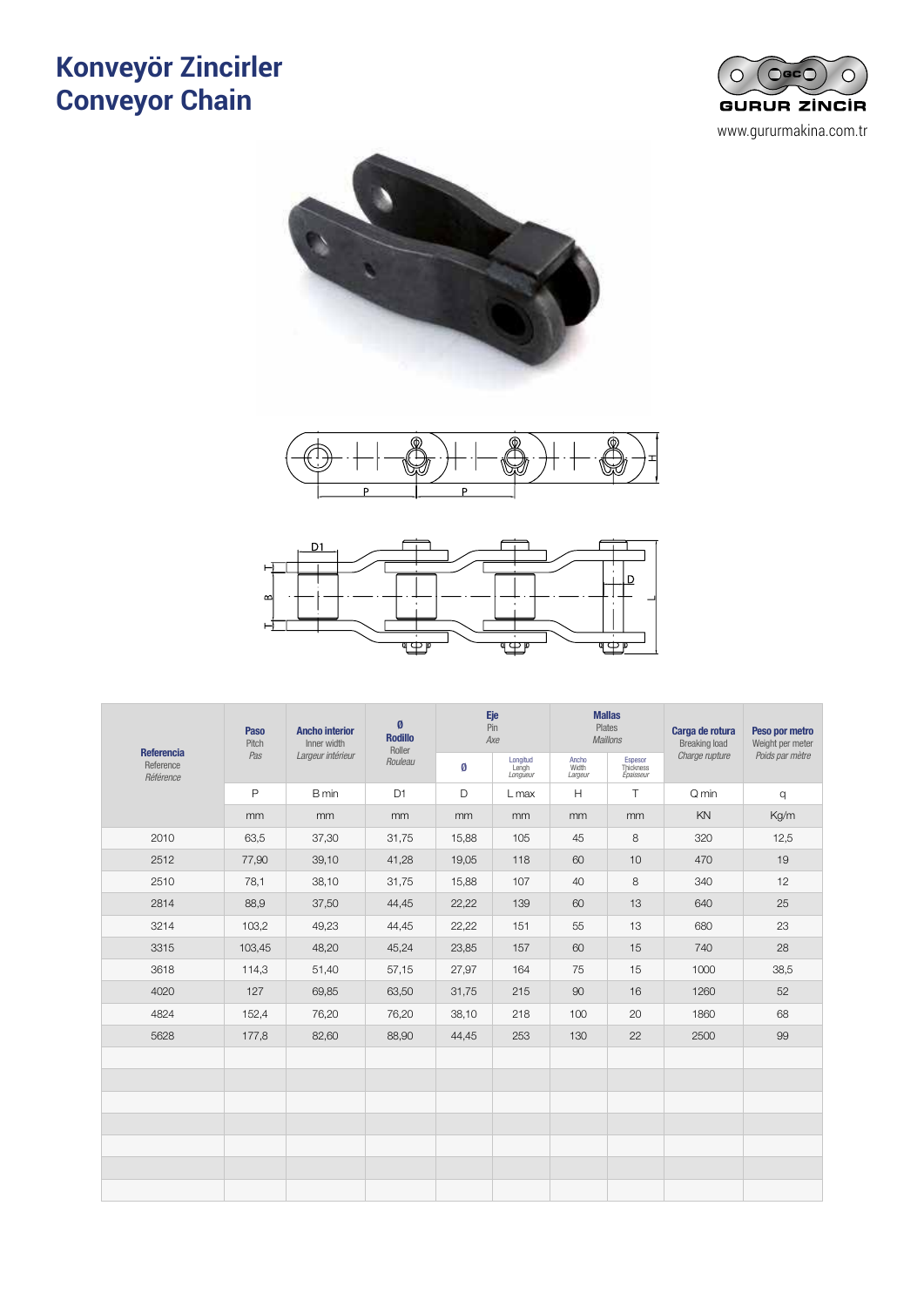# Konveyör Zincirler
# Conveyor Chain

GURUR ZİNCİR

www.gururmakina.com.tr

| **Referencia** Reference *Référence* | **Paso** Pitch *Pas* | **Ancho interior** Inner width *Largeur intérieur* | **Ø Rodillo** Roller *Rouleau* | **Eje** Pin *Axe* | | **Mallas** Plates *Maillons* | | **Carga de rotura** Breaking load *Charge rupture* | **Peso por metro** Weight per meter *Poids par mètre* |
|---|---|---|---|---|---|---|---|---|---|
| | | | | Ø | Longitud Lengh *Longueur* | Ancho Width *Largeur* | Espesor Thickness *Épaisseur* | | |
| | P | B min | D1 | D | L max | H | T | Q min | q |
| | mm | mm | mm | mm | mm | mm | mm | KN | Kg/m |
| 2010 | 63,5 | 37,30 | 31,75 | 15,88 | 105 | 45 | 8 | 320 | 12,5 |
| 2512 | 77,90 | 39,10 | 41,28 | 19,05 | 118 | 60 | 10 | 470 | 19 |
| 2510 | 78,1 | 38,10 | 31,75 | 15,88 | 107 | 40 | 8 | 340 | 12 |
| 2814 | 88,9 | 37,50 | 44,45 | 22,22 | 139 | 60 | 13 | 640 | 25 |
| 3214 | 103,2 | 49,23 | 44,45 | 22,22 | 151 | 55 | 13 | 680 | 23 |
| 3315 | 103,45 | 48,20 | 45,24 | 23,85 | 157 | 60 | 15 | 740 | 28 |
| 3618 | 114,3 | 51,40 | 57,15 | 27,97 | 164 | 75 | 15 | 1000 | 38,5 |
| 4020 | 127 | 69,85 | 63,50 | 31,75 | 215 | 90 | 16 | 1260 | 52 |
| 4824 | 152,4 | 76,20 | 76,20 | 38,10 | 218 | 100 | 20 | 1860 | 68 |
| 5628 | 177,8 | 82,60 | 88,90 | 44,45 | 253 | 130 | 22 | 2500 | 99 |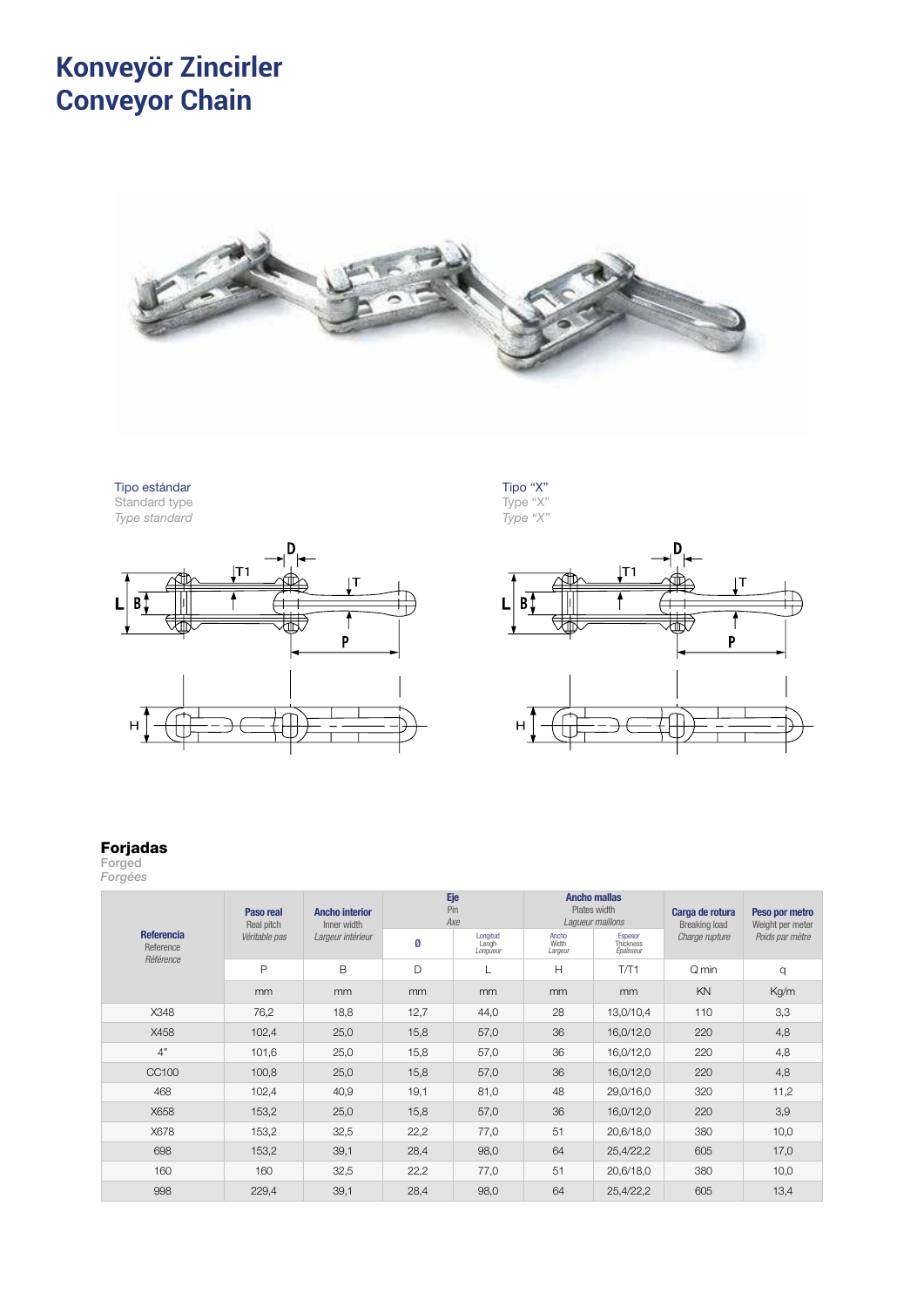# Konveyör Zincirler
# Conveyor Chain

Tipo estándar
Standard type
*Type standard*

Tipo "X"
Type "X"
*Type "X"*

### Forjadas
Forged
*Forgées*

| Referencia<br>Reference<br>*Référence* | Paso real<br>Real pitch<br>*Véritable pas* | Ancho interior<br>Inner width<br>*Largeur intérieur* | Eje<br>Pin<br>*Axe* | | Ancho mallas<br>Plates width<br>*Lagueur maillons* | | Carga de rotura<br>Breaking load<br>*Charge rupture* | Peso por metro<br>Weight per meter<br>*Poids par mètre* |
|---|---|---|---|---|---|---|---|---|
| | | | Ø | Longitud<br>Lengh<br>*Longueur* | Ancho<br>Width<br>*Largeur* | Espesor<br>Thickness<br>*Épaisseur* | | |
| | P | B | D | L | H | T/T1 | Q min | q |
| | mm | mm | mm | mm | mm | mm | KN | Kg/m |
| X348 | 76,2 | 18,8 | 12,7 | 44,0 | 28 | 13,0/10,4 | 110 | 3,3 |
| X458 | 102,4 | 25,0 | 15,8 | 57,0 | 36 | 16,0/12,0 | 220 | 4,8 |
| 4" | 101,6 | 25,0 | 15,8 | 57,0 | 36 | 16,0/12,0 | 220 | 4,8 |
| CC100 | 100,8 | 25,0 | 15,8 | 57,0 | 36 | 16,0/12,0 | 220 | 4,8 |
| 468 | 102,4 | 40,9 | 19,1 | 81,0 | 48 | 29,0/16,0 | 320 | 11,2 |
| X658 | 153,2 | 25,0 | 15,8 | 57,0 | 36 | 16,0/12,0 | 220 | 3,9 |
| X678 | 153,2 | 32,5 | 22,2 | 77,0 | 51 | 20,6/18,0 | 380 | 10,0 |
| 698 | 153,2 | 39,1 | 28,4 | 98,0 | 64 | 25,4/22,2 | 605 | 17,0 |
| 160 | 160 | 32,5 | 22,2 | 77,0 | 51 | 20,6/18,0 | 380 | 10,0 |
| 998 | 229,4 | 39,1 | 28,4 | 98,0 | 64 | 25,4/22,2 | 605 | 13,4 |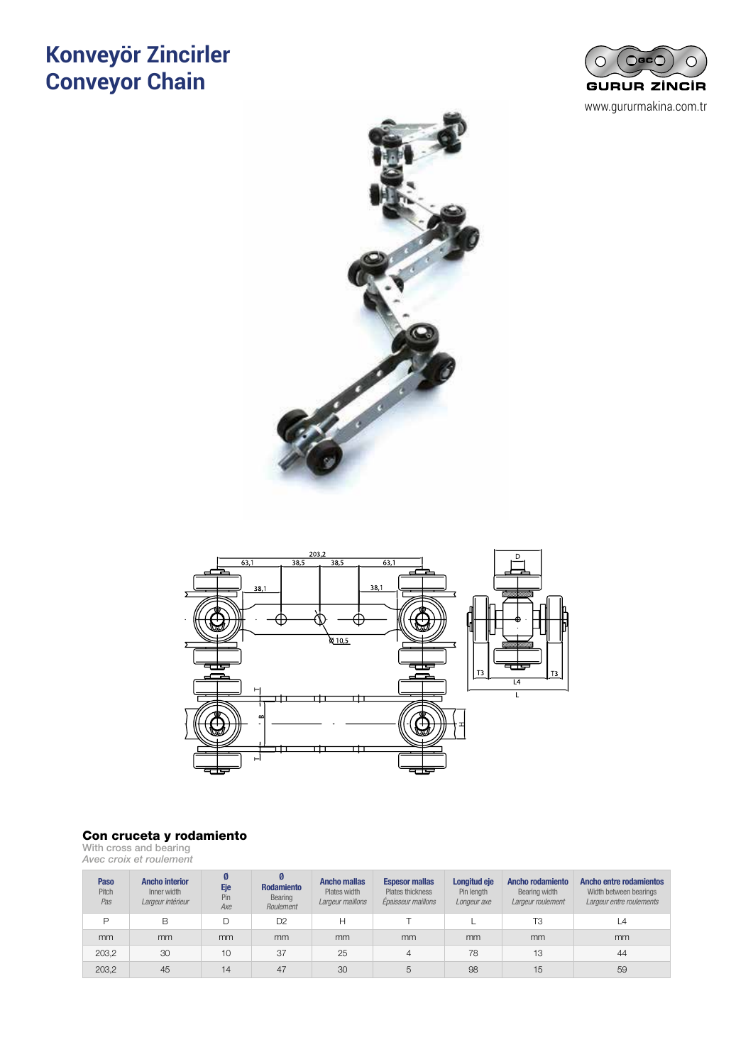# Konveyör Zincirler
# Conveyor Chain

GURUR ZİNCİR

www.gururmakina.com.tr

203,2
63,1
38,5
38,5
63,1
38,1
38,1
Ø 10,5
D
T3
T3
L4
L
B
H

## Con cruceta y rodamiento

With cross and bearing

*Avec croix et roulement*

| **Paso** Pitch *Pas* | **Ancho interior** Inner width *Largeur intérieur* | **Ø Eje** Pin *Axe* | **Ø Rodamiento** Bearing *Roulement* | **Ancho mallas** Plates width *Largeur maillons* | **Espesor mallas** Plates thickness *Épaisseur maillons* | **Longitud eje** Pin length *Longeur axe* | **Ancho rodamiento** Bearing width *Largeur roulement* | **Ancho entre rodamientos** Width between bearings *Largeur entre roulements* |
|---|---|---|---|---|---|---|---|---|
| P | B | D | D2 | H | T | L | T3 | L4 |
| mm | mm | mm | mm | mm | mm | mm | mm | mm |
| 203,2 | 30 | 10 | 37 | 25 | 4 | 78 | 13 | 44 |
| 203,2 | 45 | 14 | 47 | 30 | 5 | 98 | 15 | 59 |